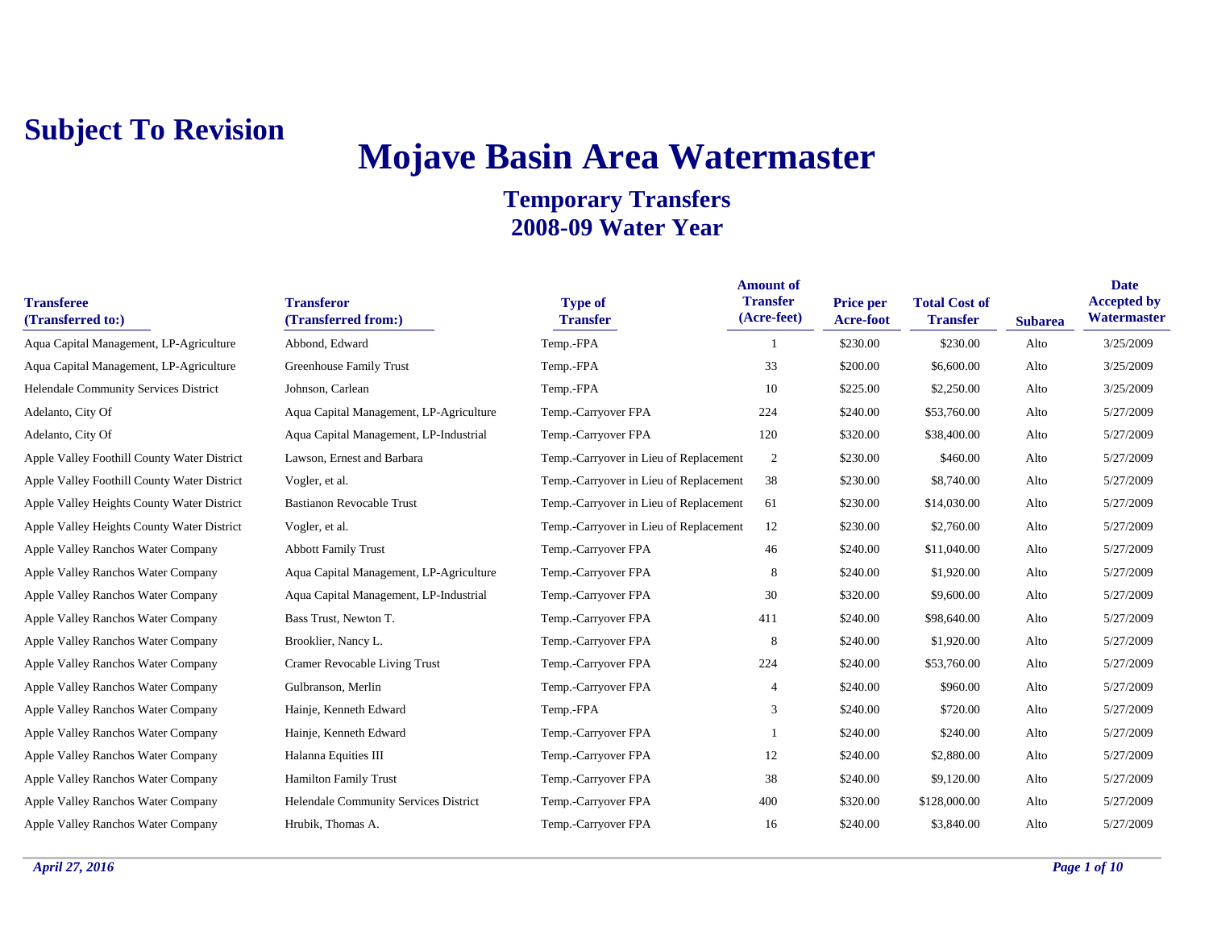**Subject To Revision**

# Mojave Basin Area Watermaster

## Temporary Transfers
## 2008-09 Water Year

| Transferee (Transferred to:) | Transferor (Transferred from:) | Type of Transfer | Amount of Transfer (Acre-feet) | Price per Acre-foot | Total Cost of Transfer | Subarea | Date Accepted by Watermaster |
|---|---|---|---|---|---|---|---|
| Aqua Capital Management, LP-Agriculture | Abbond, Edward | Temp.-FPA | 1 | $230.00 | $230.00 | Alto | 3/25/2009 |
| Aqua Capital Management, LP-Agriculture | Greenhouse Family Trust | Temp.-FPA | 33 | $200.00 | $6,600.00 | Alto | 3/25/2009 |
| Helendale Community Services District | Johnson, Carlean | Temp.-FPA | 10 | $225.00 | $2,250.00 | Alto | 3/25/2009 |
| Adelanto, City Of | Aqua Capital Management, LP-Agriculture | Temp.-Carryover FPA | 224 | $240.00 | $53,760.00 | Alto | 5/27/2009 |
| Adelanto, City Of | Aqua Capital Management, LP-Industrial | Temp.-Carryover FPA | 120 | $320.00 | $38,400.00 | Alto | 5/27/2009 |
| Apple Valley Foothill County Water District | Lawson, Ernest and Barbara | Temp.-Carryover in Lieu of Replacement | 2 | $230.00 | $460.00 | Alto | 5/27/2009 |
| Apple Valley Foothill County Water District | Vogler, et al. | Temp.-Carryover in Lieu of Replacement | 38 | $230.00 | $8,740.00 | Alto | 5/27/2009 |
| Apple Valley Heights County Water District | Bastianon Revocable Trust | Temp.-Carryover in Lieu of Replacement | 61 | $230.00 | $14,030.00 | Alto | 5/27/2009 |
| Apple Valley Heights County Water District | Vogler, et al. | Temp.-Carryover in Lieu of Replacement | 12 | $230.00 | $2,760.00 | Alto | 5/27/2009 |
| Apple Valley Ranchos Water Company | Abbott Family Trust | Temp.-Carryover FPA | 46 | $240.00 | $11,040.00 | Alto | 5/27/2009 |
| Apple Valley Ranchos Water Company | Aqua Capital Management, LP-Agriculture | Temp.-Carryover FPA | 8 | $240.00 | $1,920.00 | Alto | 5/27/2009 |
| Apple Valley Ranchos Water Company | Aqua Capital Management, LP-Industrial | Temp.-Carryover FPA | 30 | $320.00 | $9,600.00 | Alto | 5/27/2009 |
| Apple Valley Ranchos Water Company | Bass Trust, Newton T. | Temp.-Carryover FPA | 411 | $240.00 | $98,640.00 | Alto | 5/27/2009 |
| Apple Valley Ranchos Water Company | Brooklier, Nancy L. | Temp.-Carryover FPA | 8 | $240.00 | $1,920.00 | Alto | 5/27/2009 |
| Apple Valley Ranchos Water Company | Cramer Revocable Living Trust | Temp.-Carryover FPA | 224 | $240.00 | $53,760.00 | Alto | 5/27/2009 |
| Apple Valley Ranchos Water Company | Gulbranson, Merlin | Temp.-Carryover FPA | 4 | $240.00 | $960.00 | Alto | 5/27/2009 |
| Apple Valley Ranchos Water Company | Hainje, Kenneth Edward | Temp.-FPA | 3 | $240.00 | $720.00 | Alto | 5/27/2009 |
| Apple Valley Ranchos Water Company | Hainje, Kenneth Edward | Temp.-Carryover FPA | 1 | $240.00 | $240.00 | Alto | 5/27/2009 |
| Apple Valley Ranchos Water Company | Halanna Equities III | Temp.-Carryover FPA | 12 | $240.00 | $2,880.00 | Alto | 5/27/2009 |
| Apple Valley Ranchos Water Company | Hamilton Family Trust | Temp.-Carryover FPA | 38 | $240.00 | $9,120.00 | Alto | 5/27/2009 |
| Apple Valley Ranchos Water Company | Helendale Community Services District | Temp.-Carryover FPA | 400 | $320.00 | $128,000.00 | Alto | 5/27/2009 |
| Apple Valley Ranchos Water Company | Hrubik, Thomas A. | Temp.-Carryover FPA | 16 | $240.00 | $3,840.00 | Alto | 5/27/2009 |

*April 27, 2016*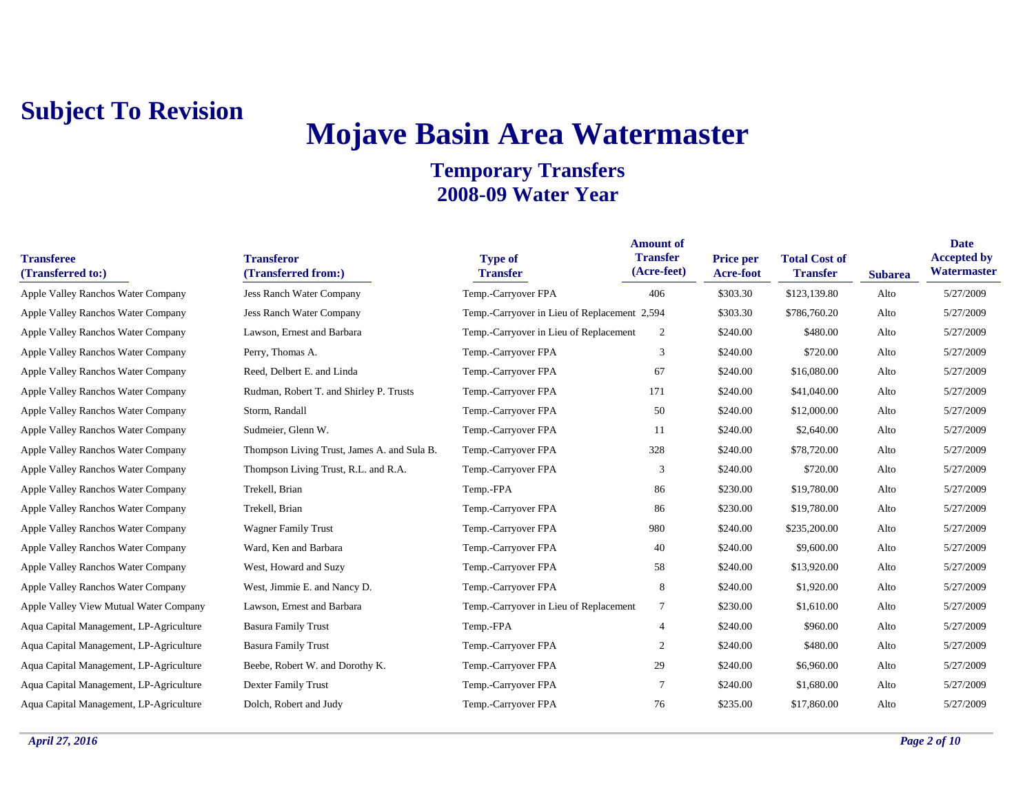**Subject To Revision**

# Mojave Basin Area Watermaster

## Temporary Transfers
## 2008-09 Water Year

| Transferee (Transferred to:) | Transferor (Transferred from:) | Type of Transfer | Amount of Transfer (Acre-feet) | Price per Acre-foot | Total Cost of Transfer | Subarea | Date Accepted by Watermaster |
|---|---|---|---|---|---|---|---|
| Apple Valley Ranchos Water Company | Jess Ranch Water Company | Temp.-Carryover FPA | 406 | $303.30 | $123,139.80 | Alto | 5/27/2009 |
| Apple Valley Ranchos Water Company | Jess Ranch Water Company | Temp.-Carryover in Lieu of Replacement | 2,594 | $303.30 | $786,760.20 | Alto | 5/27/2009 |
| Apple Valley Ranchos Water Company | Lawson, Ernest and Barbara | Temp.-Carryover in Lieu of Replacement | 2 | $240.00 | $480.00 | Alto | 5/27/2009 |
| Apple Valley Ranchos Water Company | Perry, Thomas A. | Temp.-Carryover FPA | 3 | $240.00 | $720.00 | Alto | 5/27/2009 |
| Apple Valley Ranchos Water Company | Reed, Delbert E. and Linda | Temp.-Carryover FPA | 67 | $240.00 | $16,080.00 | Alto | 5/27/2009 |
| Apple Valley Ranchos Water Company | Rudman, Robert T. and Shirley P. Trusts | Temp.-Carryover FPA | 171 | $240.00 | $41,040.00 | Alto | 5/27/2009 |
| Apple Valley Ranchos Water Company | Storm, Randall | Temp.-Carryover FPA | 50 | $240.00 | $12,000.00 | Alto | 5/27/2009 |
| Apple Valley Ranchos Water Company | Sudmeier, Glenn W. | Temp.-Carryover FPA | 11 | $240.00 | $2,640.00 | Alto | 5/27/2009 |
| Apple Valley Ranchos Water Company | Thompson Living Trust, James A. and Sula B. | Temp.-Carryover FPA | 328 | $240.00 | $78,720.00 | Alto | 5/27/2009 |
| Apple Valley Ranchos Water Company | Thompson Living Trust, R.L. and R.A. | Temp.-Carryover FPA | 3 | $240.00 | $720.00 | Alto | 5/27/2009 |
| Apple Valley Ranchos Water Company | Trekell, Brian | Temp.-FPA | 86 | $230.00 | $19,780.00 | Alto | 5/27/2009 |
| Apple Valley Ranchos Water Company | Trekell, Brian | Temp.-Carryover FPA | 86 | $230.00 | $19,780.00 | Alto | 5/27/2009 |
| Apple Valley Ranchos Water Company | Wagner Family Trust | Temp.-Carryover FPA | 980 | $240.00 | $235,200.00 | Alto | 5/27/2009 |
| Apple Valley Ranchos Water Company | Ward, Ken and Barbara | Temp.-Carryover FPA | 40 | $240.00 | $9,600.00 | Alto | 5/27/2009 |
| Apple Valley Ranchos Water Company | West, Howard and Suzy | Temp.-Carryover FPA | 58 | $240.00 | $13,920.00 | Alto | 5/27/2009 |
| Apple Valley Ranchos Water Company | West, Jimmie E. and Nancy D. | Temp.-Carryover FPA | 8 | $240.00 | $1,920.00 | Alto | 5/27/2009 |
| Apple Valley View Mutual Water Company | Lawson, Ernest and Barbara | Temp.-Carryover in Lieu of Replacement | 7 | $230.00 | $1,610.00 | Alto | 5/27/2009 |
| Aqua Capital Management, LP-Agriculture | Basura Family Trust | Temp.-FPA | 4 | $240.00 | $960.00 | Alto | 5/27/2009 |
| Aqua Capital Management, LP-Agriculture | Basura Family Trust | Temp.-Carryover FPA | 2 | $240.00 | $480.00 | Alto | 5/27/2009 |
| Aqua Capital Management, LP-Agriculture | Beebe, Robert W. and Dorothy K. | Temp.-Carryover FPA | 29 | $240.00 | $6,960.00 | Alto | 5/27/2009 |
| Aqua Capital Management, LP-Agriculture | Dexter Family Trust | Temp.-Carryover FPA | 7 | $240.00 | $1,680.00 | Alto | 5/27/2009 |
| Aqua Capital Management, LP-Agriculture | Dolch, Robert and Judy | Temp.-Carryover FPA | 76 | $235.00 | $17,860.00 | Alto | 5/27/2009 |

*April 27, 2016*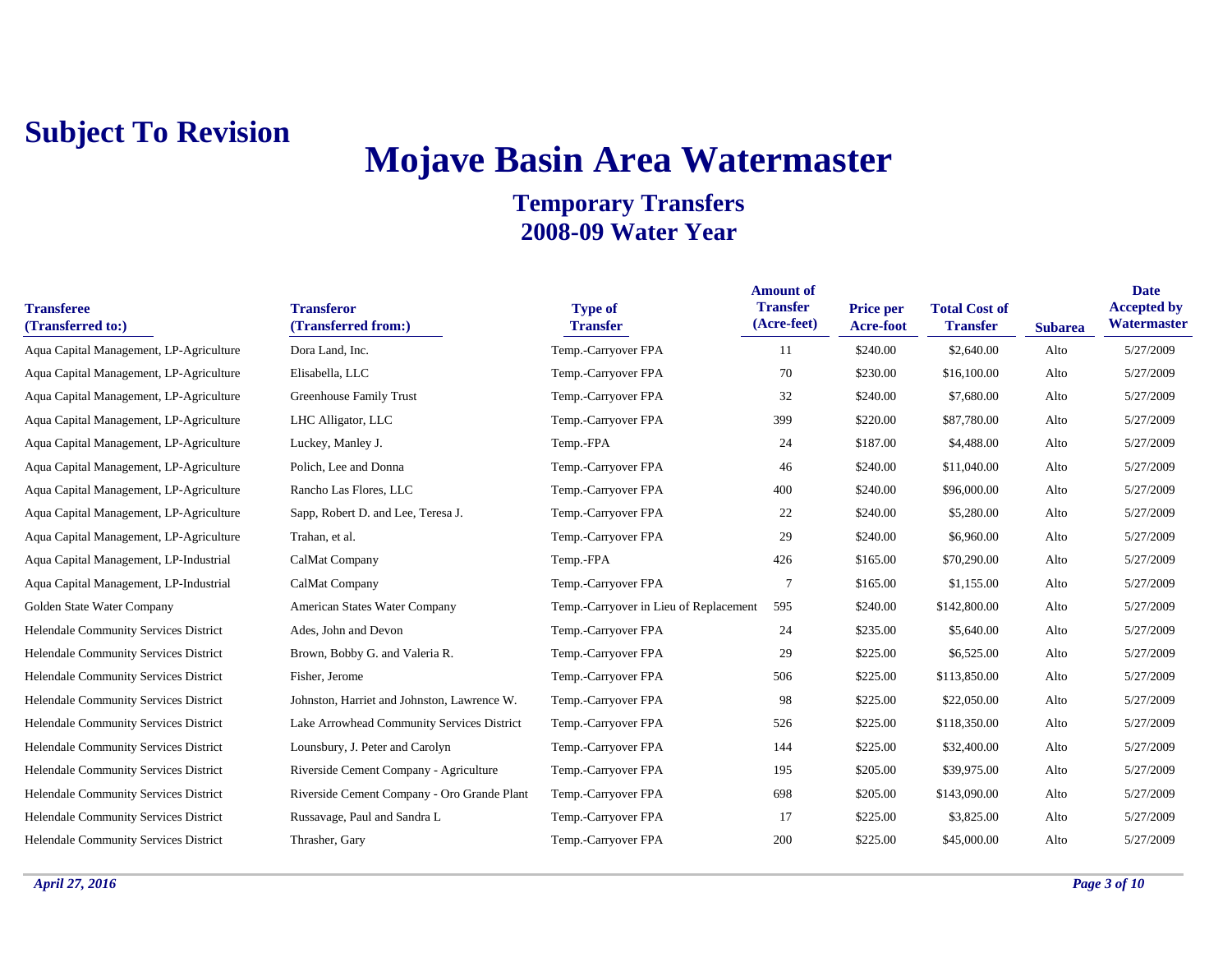**Subject To Revision**

# Mojave Basin Area Watermaster

## Temporary Transfers
## 2008-09 Water Year

| Transferee (Transferred to:) | Transferor (Transferred from:) | Type of Transfer | Amount of Transfer (Acre-feet) | Price per Acre-foot | Total Cost of Transfer | Subarea | Date Accepted by Watermaster |
|---|---|---|---|---|---|---|---|
| Aqua Capital Management, LP-Agriculture | Dora Land, Inc. | Temp.-Carryover FPA | 11 | $240.00 | $2,640.00 | Alto | 5/27/2009 |
| Aqua Capital Management, LP-Agriculture | Elisabella, LLC | Temp.-Carryover FPA | 70 | $230.00 | $16,100.00 | Alto | 5/27/2009 |
| Aqua Capital Management, LP-Agriculture | Greenhouse Family Trust | Temp.-Carryover FPA | 32 | $240.00 | $7,680.00 | Alto | 5/27/2009 |
| Aqua Capital Management, LP-Agriculture | LHC Alligator, LLC | Temp.-Carryover FPA | 399 | $220.00 | $87,780.00 | Alto | 5/27/2009 |
| Aqua Capital Management, LP-Agriculture | Luckey, Manley J. | Temp.-FPA | 24 | $187.00 | $4,488.00 | Alto | 5/27/2009 |
| Aqua Capital Management, LP-Agriculture | Polich, Lee and Donna | Temp.-Carryover FPA | 46 | $240.00 | $11,040.00 | Alto | 5/27/2009 |
| Aqua Capital Management, LP-Agriculture | Rancho Las Flores, LLC | Temp.-Carryover FPA | 400 | $240.00 | $96,000.00 | Alto | 5/27/2009 |
| Aqua Capital Management, LP-Agriculture | Sapp, Robert D. and Lee, Teresa J. | Temp.-Carryover FPA | 22 | $240.00 | $5,280.00 | Alto | 5/27/2009 |
| Aqua Capital Management, LP-Agriculture | Trahan, et al. | Temp.-Carryover FPA | 29 | $240.00 | $6,960.00 | Alto | 5/27/2009 |
| Aqua Capital Management, LP-Industrial | CalMat Company | Temp.-FPA | 426 | $165.00 | $70,290.00 | Alto | 5/27/2009 |
| Aqua Capital Management, LP-Industrial | CalMat Company | Temp.-Carryover FPA | 7 | $165.00 | $1,155.00 | Alto | 5/27/2009 |
| Golden State Water Company | American States Water Company | Temp.-Carryover in Lieu of Replacement | 595 | $240.00 | $142,800.00 | Alto | 5/27/2009 |
| Helendale Community Services District | Ades, John and Devon | Temp.-Carryover FPA | 24 | $235.00 | $5,640.00 | Alto | 5/27/2009 |
| Helendale Community Services District | Brown, Bobby G. and Valeria R. | Temp.-Carryover FPA | 29 | $225.00 | $6,525.00 | Alto | 5/27/2009 |
| Helendale Community Services District | Fisher, Jerome | Temp.-Carryover FPA | 506 | $225.00 | $113,850.00 | Alto | 5/27/2009 |
| Helendale Community Services District | Johnston, Harriet and Johnston, Lawrence W. | Temp.-Carryover FPA | 98 | $225.00 | $22,050.00 | Alto | 5/27/2009 |
| Helendale Community Services District | Lake Arrowhead Community Services District | Temp.-Carryover FPA | 526 | $225.00 | $118,350.00 | Alto | 5/27/2009 |
| Helendale Community Services District | Lounsbury, J. Peter and Carolyn | Temp.-Carryover FPA | 144 | $225.00 | $32,400.00 | Alto | 5/27/2009 |
| Helendale Community Services District | Riverside Cement Company - Agriculture | Temp.-Carryover FPA | 195 | $205.00 | $39,975.00 | Alto | 5/27/2009 |
| Helendale Community Services District | Riverside Cement Company - Oro Grande Plant | Temp.-Carryover FPA | 698 | $205.00 | $143,090.00 | Alto | 5/27/2009 |
| Helendale Community Services District | Russavage, Paul and Sandra L | Temp.-Carryover FPA | 17 | $225.00 | $3,825.00 | Alto | 5/27/2009 |
| Helendale Community Services District | Thrasher, Gary | Temp.-Carryover FPA | 200 | $225.00 | $45,000.00 | Alto | 5/27/2009 |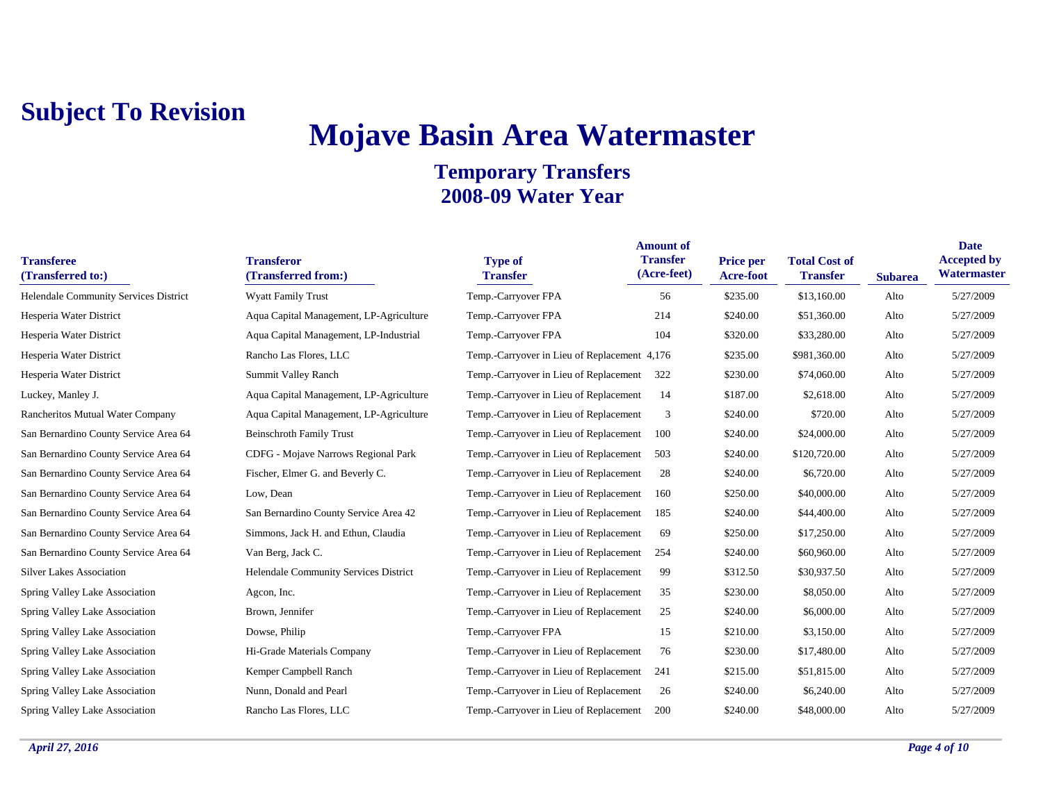**Subject To Revision**

# Mojave Basin Area Watermaster

## Temporary Transfers
## 2008-09 Water Year

| Transferee (Transferred to:) | Transferor (Transferred from:) | Type of Transfer | Amount of Transfer (Acre-feet) | Price per Acre-foot | Total Cost of Transfer | Subarea | Date Accepted by Watermaster |
|---|---|---|---|---|---|---|---|
| Helendale Community Services District | Wyatt Family Trust | Temp.-Carryover FPA | 56 | $235.00 | $13,160.00 | Alto | 5/27/2009 |
| Hesperia Water District | Aqua Capital Management, LP-Agriculture | Temp.-Carryover FPA | 214 | $240.00 | $51,360.00 | Alto | 5/27/2009 |
| Hesperia Water District | Aqua Capital Management, LP-Industrial | Temp.-Carryover FPA | 104 | $320.00 | $33,280.00 | Alto | 5/27/2009 |
| Hesperia Water District | Rancho Las Flores, LLC | Temp.-Carryover in Lieu of Replacement | 4,176 | $235.00 | $981,360.00 | Alto | 5/27/2009 |
| Hesperia Water District | Summit Valley Ranch | Temp.-Carryover in Lieu of Replacement | 322 | $230.00 | $74,060.00 | Alto | 5/27/2009 |
| Luckey, Manley J. | Aqua Capital Management, LP-Agriculture | Temp.-Carryover in Lieu of Replacement | 14 | $187.00 | $2,618.00 | Alto | 5/27/2009 |
| Rancheritos Mutual Water Company | Aqua Capital Management, LP-Agriculture | Temp.-Carryover in Lieu of Replacement | 3 | $240.00 | $720.00 | Alto | 5/27/2009 |
| San Bernardino County Service Area 64 | Beinschroth Family Trust | Temp.-Carryover in Lieu of Replacement | 100 | $240.00 | $24,000.00 | Alto | 5/27/2009 |
| San Bernardino County Service Area 64 | CDFG - Mojave Narrows Regional Park | Temp.-Carryover in Lieu of Replacement | 503 | $240.00 | $120,720.00 | Alto | 5/27/2009 |
| San Bernardino County Service Area 64 | Fischer, Elmer G. and Beverly C. | Temp.-Carryover in Lieu of Replacement | 28 | $240.00 | $6,720.00 | Alto | 5/27/2009 |
| San Bernardino County Service Area 64 | Low, Dean | Temp.-Carryover in Lieu of Replacement | 160 | $250.00 | $40,000.00 | Alto | 5/27/2009 |
| San Bernardino County Service Area 64 | San Bernardino County Service Area 42 | Temp.-Carryover in Lieu of Replacement | 185 | $240.00 | $44,400.00 | Alto | 5/27/2009 |
| San Bernardino County Service Area 64 | Simmons, Jack H. and Ethun, Claudia | Temp.-Carryover in Lieu of Replacement | 69 | $250.00 | $17,250.00 | Alto | 5/27/2009 |
| San Bernardino County Service Area 64 | Van Berg, Jack C. | Temp.-Carryover in Lieu of Replacement | 254 | $240.00 | $60,960.00 | Alto | 5/27/2009 |
| Silver Lakes Association | Helendale Community Services District | Temp.-Carryover in Lieu of Replacement | 99 | $312.50 | $30,937.50 | Alto | 5/27/2009 |
| Spring Valley Lake Association | Agcon, Inc. | Temp.-Carryover in Lieu of Replacement | 35 | $230.00 | $8,050.00 | Alto | 5/27/2009 |
| Spring Valley Lake Association | Brown, Jennifer | Temp.-Carryover in Lieu of Replacement | 25 | $240.00 | $6,000.00 | Alto | 5/27/2009 |
| Spring Valley Lake Association | Dowse, Philip | Temp.-Carryover FPA | 15 | $210.00 | $3,150.00 | Alto | 5/27/2009 |
| Spring Valley Lake Association | Hi-Grade Materials Company | Temp.-Carryover in Lieu of Replacement | 76 | $230.00 | $17,480.00 | Alto | 5/27/2009 |
| Spring Valley Lake Association | Kemper Campbell Ranch | Temp.-Carryover in Lieu of Replacement | 241 | $215.00 | $51,815.00 | Alto | 5/27/2009 |
| Spring Valley Lake Association | Nunn, Donald and Pearl | Temp.-Carryover in Lieu of Replacement | 26 | $240.00 | $6,240.00 | Alto | 5/27/2009 |
| Spring Valley Lake Association | Rancho Las Flores, LLC | Temp.-Carryover in Lieu of Replacement | 200 | $240.00 | $48,000.00 | Alto | 5/27/2009 |

*April 27, 2016*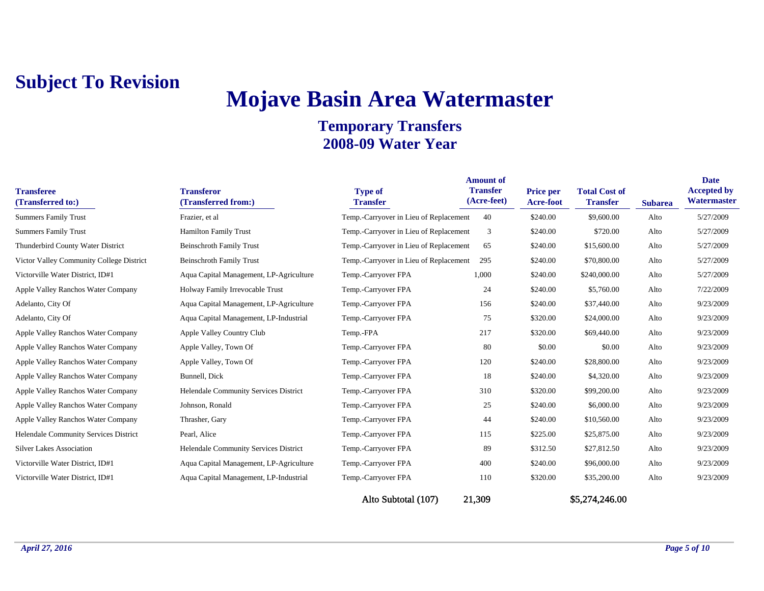**Subject To Revision**

# Mojave Basin Area Watermaster

## Temporary Transfers
## 2008-09 Water Year

| Transferee (Transferred to:) | Transferor (Transferred from:) | Type of Transfer | Amount of Transfer (Acre-feet) | Price per Acre-foot | Total Cost of Transfer | Subarea | Date Accepted by Watermaster |
|---|---|---|---|---|---|---|---|
| Summers Family Trust | Frazier, et al | Temp.-Carryover in Lieu of Replacement | 40 | $240.00 | $9,600.00 | Alto | 5/27/2009 |
| Summers Family Trust | Hamilton Family Trust | Temp.-Carryover in Lieu of Replacement | 3 | $240.00 | $720.00 | Alto | 5/27/2009 |
| Thunderbird County Water District | Beinschroth Family Trust | Temp.-Carryover in Lieu of Replacement | 65 | $240.00 | $15,600.00 | Alto | 5/27/2009 |
| Victor Valley Community College District | Beinschroth Family Trust | Temp.-Carryover in Lieu of Replacement | 295 | $240.00 | $70,800.00 | Alto | 5/27/2009 |
| Victorville Water District, ID#1 | Aqua Capital Management, LP-Agriculture | Temp.-Carryover FPA | 1,000 | $240.00 | $240,000.00 | Alto | 5/27/2009 |
| Apple Valley Ranchos Water Company | Holway Family Irrevocable Trust | Temp.-Carryover FPA | 24 | $240.00 | $5,760.00 | Alto | 7/22/2009 |
| Adelanto, City Of | Aqua Capital Management, LP-Agriculture | Temp.-Carryover FPA | 156 | $240.00 | $37,440.00 | Alto | 9/23/2009 |
| Adelanto, City Of | Aqua Capital Management, LP-Industrial | Temp.-Carryover FPA | 75 | $320.00 | $24,000.00 | Alto | 9/23/2009 |
| Apple Valley Ranchos Water Company | Apple Valley Country Club | Temp.-FPA | 217 | $320.00 | $69,440.00 | Alto | 9/23/2009 |
| Apple Valley Ranchos Water Company | Apple Valley, Town Of | Temp.-Carryover FPA | 80 | $0.00 | $0.00 | Alto | 9/23/2009 |
| Apple Valley Ranchos Water Company | Apple Valley, Town Of | Temp.-Carryover FPA | 120 | $240.00 | $28,800.00 | Alto | 9/23/2009 |
| Apple Valley Ranchos Water Company | Bunnell, Dick | Temp.-Carryover FPA | 18 | $240.00 | $4,320.00 | Alto | 9/23/2009 |
| Apple Valley Ranchos Water Company | Helendale Community Services District | Temp.-Carryover FPA | 310 | $320.00 | $99,200.00 | Alto | 9/23/2009 |
| Apple Valley Ranchos Water Company | Johnson, Ronald | Temp.-Carryover FPA | 25 | $240.00 | $6,000.00 | Alto | 9/23/2009 |
| Apple Valley Ranchos Water Company | Thrasher, Gary | Temp.-Carryover FPA | 44 | $240.00 | $10,560.00 | Alto | 9/23/2009 |
| Helendale Community Services District | Pearl, Alice | Temp.-Carryover FPA | 115 | $225.00 | $25,875.00 | Alto | 9/23/2009 |
| Silver Lakes Association | Helendale Community Services District | Temp.-Carryover FPA | 89 | $312.50 | $27,812.50 | Alto | 9/23/2009 |
| Victorville Water District, ID#1 | Aqua Capital Management, LP-Agriculture | Temp.-Carryover FPA | 400 | $240.00 | $96,000.00 | Alto | 9/23/2009 |
| Victorville Water District, ID#1 | Aqua Capital Management, LP-Industrial | Temp.-Carryover FPA | 110 | $320.00 | $35,200.00 | Alto | 9/23/2009 |
| | | Alto Subtotal (107) | 21,309 | | $5,274,246.00 | | |

*April 27, 2016*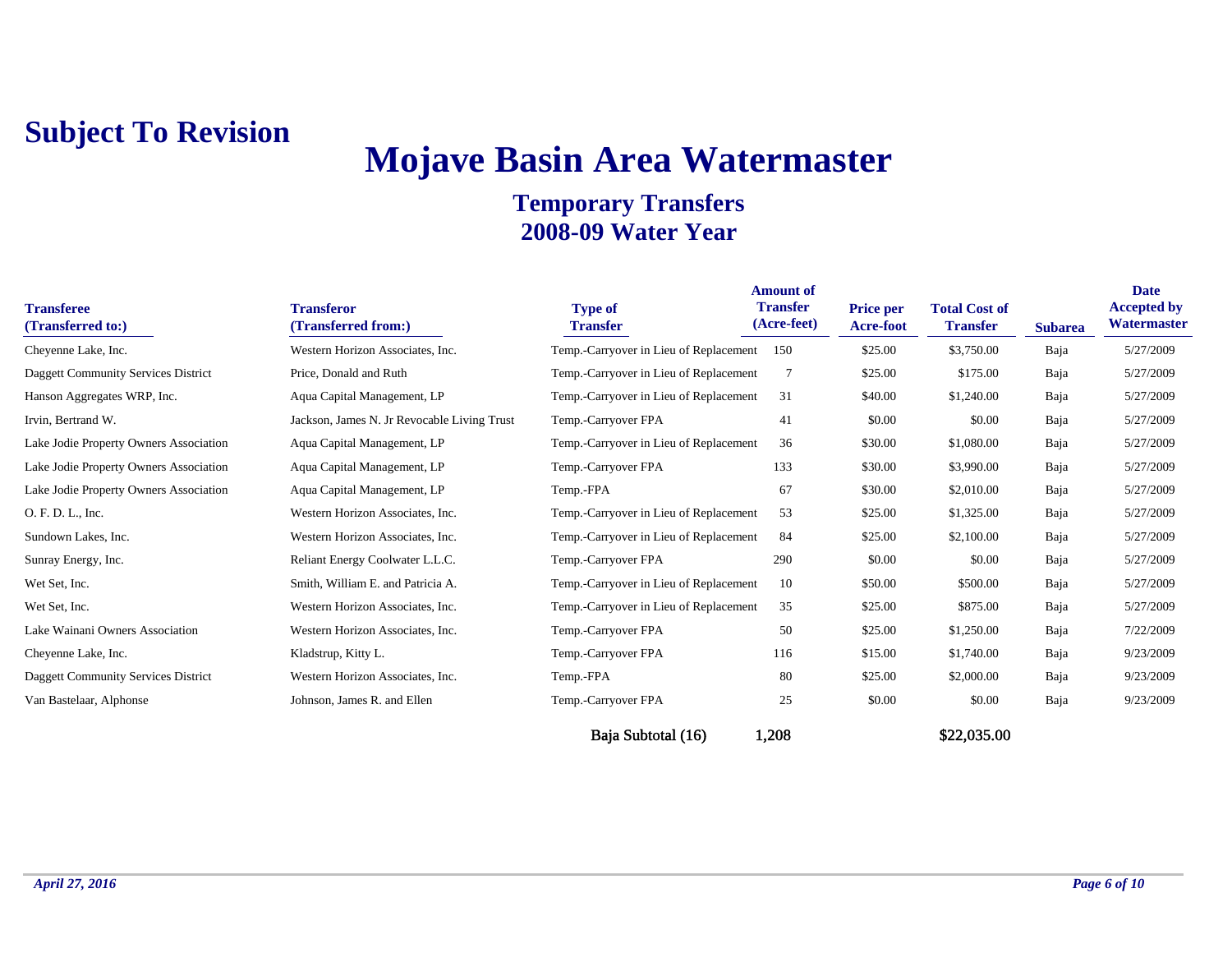**Subject To Revision**

# Mojave Basin Area Watermaster

## Temporary Transfers
## 2008-09 Water Year

| Transferee (Transferred to:) | Transferor (Transferred from:) | Type of Transfer | Amount of Transfer (Acre-feet) | Price per Acre-foot | Total Cost of Transfer | Subarea | Date Accepted by Watermaster |
|---|---|---|---|---|---|---|---|
| Cheyenne Lake, Inc. | Western Horizon Associates, Inc. | Temp.-Carryover in Lieu of Replacement | 150 | $25.00 | $3,750.00 | Baja | 5/27/2009 |
| Daggett Community Services District | Price, Donald and Ruth | Temp.-Carryover in Lieu of Replacement | 7 | $25.00 | $175.00 | Baja | 5/27/2009 |
| Hanson Aggregates WRP, Inc. | Aqua Capital Management, LP | Temp.-Carryover in Lieu of Replacement | 31 | $40.00 | $1,240.00 | Baja | 5/27/2009 |
| Irvin, Bertrand W. | Jackson, James N. Jr Revocable Living Trust | Temp.-Carryover FPA | 41 | $0.00 | $0.00 | Baja | 5/27/2009 |
| Lake Jodie Property Owners Association | Aqua Capital Management, LP | Temp.-Carryover in Lieu of Replacement | 36 | $30.00 | $1,080.00 | Baja | 5/27/2009 |
| Lake Jodie Property Owners Association | Aqua Capital Management, LP | Temp.-Carryover FPA | 133 | $30.00 | $3,990.00 | Baja | 5/27/2009 |
| Lake Jodie Property Owners Association | Aqua Capital Management, LP | Temp.-FPA | 67 | $30.00 | $2,010.00 | Baja | 5/27/2009 |
| O. F. D. L., Inc. | Western Horizon Associates, Inc. | Temp.-Carryover in Lieu of Replacement | 53 | $25.00 | $1,325.00 | Baja | 5/27/2009 |
| Sundown Lakes, Inc. | Western Horizon Associates, Inc. | Temp.-Carryover in Lieu of Replacement | 84 | $25.00 | $2,100.00 | Baja | 5/27/2009 |
| Sunray Energy, Inc. | Reliant Energy Coolwater L.L.C. | Temp.-Carryover FPA | 290 | $0.00 | $0.00 | Baja | 5/27/2009 |
| Wet Set, Inc. | Smith, William E. and Patricia A. | Temp.-Carryover in Lieu of Replacement | 10 | $50.00 | $500.00 | Baja | 5/27/2009 |
| Wet Set, Inc. | Western Horizon Associates, Inc. | Temp.-Carryover in Lieu of Replacement | 35 | $25.00 | $875.00 | Baja | 5/27/2009 |
| Lake Wainani Owners Association | Western Horizon Associates, Inc. | Temp.-Carryover FPA | 50 | $25.00 | $1,250.00 | Baja | 7/22/2009 |
| Cheyenne Lake, Inc. | Kladstrup, Kitty L. | Temp.-Carryover FPA | 116 | $15.00 | $1,740.00 | Baja | 9/23/2009 |
| Daggett Community Services District | Western Horizon Associates, Inc. | Temp.-FPA | 80 | $25.00 | $2,000.00 | Baja | 9/23/2009 |
| Van Bastelaar, Alphonse | Johnson, James R. and Ellen | Temp.-Carryover FPA | 25 | $0.00 | $0.00 | Baja | 9/23/2009 |
| | | Baja Subtotal (16) | 1,208 | | $22,035.00 | | |

*April 27, 2016*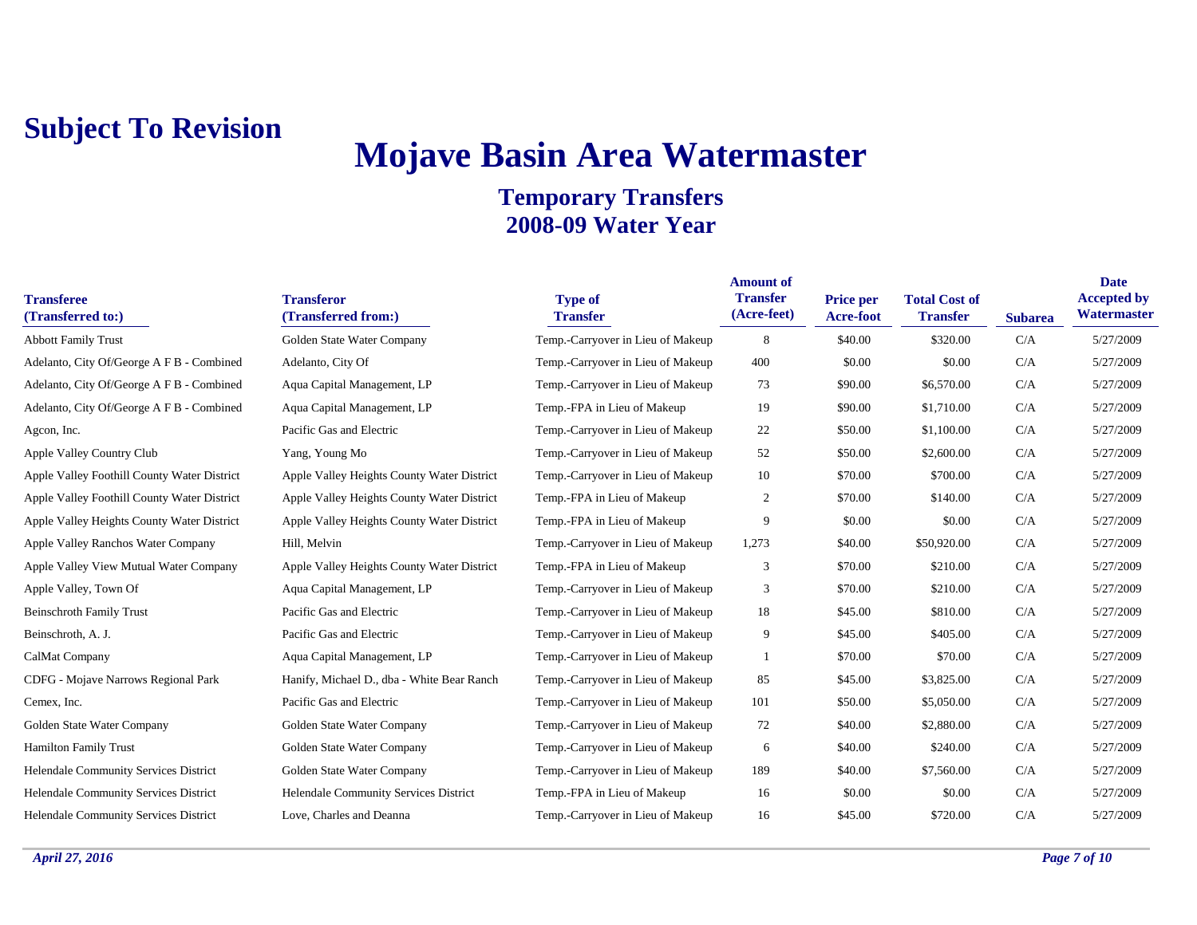**Subject To Revision**

# Mojave Basin Area Watermaster

## Temporary Transfers
## 2008-09 Water Year

| Transferee (Transferred to:) | Transferor (Transferred from:) | Type of Transfer | Amount of Transfer (Acre-feet) | Price per Acre-foot | Total Cost of Transfer | Subarea | Date Accepted by Watermaster |
|---|---|---|---|---|---|---|---|
| Abbott Family Trust | Golden State Water Company | Temp.-Carryover in Lieu of Makeup | 8 | $40.00 | $320.00 | C/A | 5/27/2009 |
| Adelanto, City Of/George A F B - Combined | Adelanto, City Of | Temp.-Carryover in Lieu of Makeup | 400 | $0.00 | $0.00 | C/A | 5/27/2009 |
| Adelanto, City Of/George A F B - Combined | Aqua Capital Management, LP | Temp.-Carryover in Lieu of Makeup | 73 | $90.00 | $6,570.00 | C/A | 5/27/2009 |
| Adelanto, City Of/George A F B - Combined | Aqua Capital Management, LP | Temp.-FPA in Lieu of Makeup | 19 | $90.00 | $1,710.00 | C/A | 5/27/2009 |
| Agcon, Inc. | Pacific Gas and Electric | Temp.-Carryover in Lieu of Makeup | 22 | $50.00 | $1,100.00 | C/A | 5/27/2009 |
| Apple Valley Country Club | Yang, Young Mo | Temp.-Carryover in Lieu of Makeup | 52 | $50.00 | $2,600.00 | C/A | 5/27/2009 |
| Apple Valley Foothill County Water District | Apple Valley Heights County Water District | Temp.-Carryover in Lieu of Makeup | 10 | $70.00 | $700.00 | C/A | 5/27/2009 |
| Apple Valley Foothill County Water District | Apple Valley Heights County Water District | Temp.-FPA in Lieu of Makeup | 2 | $70.00 | $140.00 | C/A | 5/27/2009 |
| Apple Valley Heights County Water District | Apple Valley Heights County Water District | Temp.-FPA in Lieu of Makeup | 9 | $0.00 | $0.00 | C/A | 5/27/2009 |
| Apple Valley Ranchos Water Company | Hill, Melvin | Temp.-Carryover in Lieu of Makeup | 1,273 | $40.00 | $50,920.00 | C/A | 5/27/2009 |
| Apple Valley View Mutual Water Company | Apple Valley Heights County Water District | Temp.-FPA in Lieu of Makeup | 3 | $70.00 | $210.00 | C/A | 5/27/2009 |
| Apple Valley, Town Of | Aqua Capital Management, LP | Temp.-Carryover in Lieu of Makeup | 3 | $70.00 | $210.00 | C/A | 5/27/2009 |
| Beinschroth Family Trust | Pacific Gas and Electric | Temp.-Carryover in Lieu of Makeup | 18 | $45.00 | $810.00 | C/A | 5/27/2009 |
| Beinschroth, A. J. | Pacific Gas and Electric | Temp.-Carryover in Lieu of Makeup | 9 | $45.00 | $405.00 | C/A | 5/27/2009 |
| CalMat Company | Aqua Capital Management, LP | Temp.-Carryover in Lieu of Makeup | 1 | $70.00 | $70.00 | C/A | 5/27/2009 |
| CDFG - Mojave Narrows Regional Park | Hanify, Michael D., dba - White Bear Ranch | Temp.-Carryover in Lieu of Makeup | 85 | $45.00 | $3,825.00 | C/A | 5/27/2009 |
| Cemex, Inc. | Pacific Gas and Electric | Temp.-Carryover in Lieu of Makeup | 101 | $50.00 | $5,050.00 | C/A | 5/27/2009 |
| Golden State Water Company | Golden State Water Company | Temp.-Carryover in Lieu of Makeup | 72 | $40.00 | $2,880.00 | C/A | 5/27/2009 |
| Hamilton Family Trust | Golden State Water Company | Temp.-Carryover in Lieu of Makeup | 6 | $40.00 | $240.00 | C/A | 5/27/2009 |
| Helendale Community Services District | Golden State Water Company | Temp.-Carryover in Lieu of Makeup | 189 | $40.00 | $7,560.00 | C/A | 5/27/2009 |
| Helendale Community Services District | Helendale Community Services District | Temp.-FPA in Lieu of Makeup | 16 | $0.00 | $0.00 | C/A | 5/27/2009 |
| Helendale Community Services District | Love, Charles and Deanna | Temp.-Carryover in Lieu of Makeup | 16 | $45.00 | $720.00 | C/A | 5/27/2009 |

*April 27, 2016*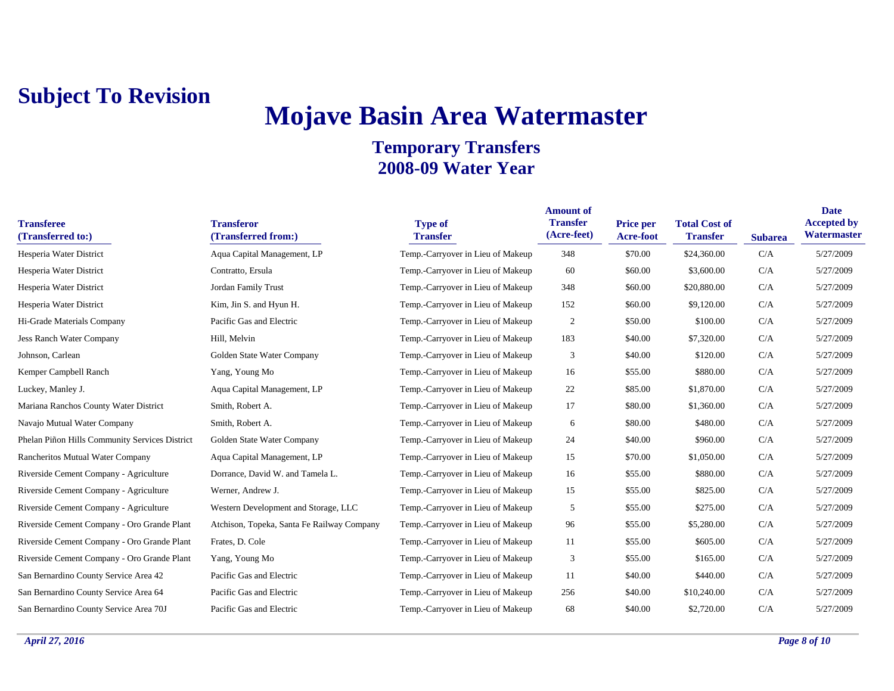**Subject To Revision**

# Mojave Basin Area Watermaster

## Temporary Transfers
## 2008-09 Water Year

| Transferee (Transferred to:) | Transferor (Transferred from:) | Type of Transfer | Amount of Transfer (Acre-feet) | Price per Acre-foot | Total Cost of Transfer | Subarea | Date Accepted by Watermaster |
|---|---|---|---|---|---|---|---|
| Hesperia Water District | Aqua Capital Management, LP | Temp.-Carryover in Lieu of Makeup | 348 | $70.00 | $24,360.00 | C/A | 5/27/2009 |
| Hesperia Water District | Contratto, Ersula | Temp.-Carryover in Lieu of Makeup | 60 | $60.00 | $3,600.00 | C/A | 5/27/2009 |
| Hesperia Water District | Jordan Family Trust | Temp.-Carryover in Lieu of Makeup | 348 | $60.00 | $20,880.00 | C/A | 5/27/2009 |
| Hesperia Water District | Kim, Jin S. and Hyun H. | Temp.-Carryover in Lieu of Makeup | 152 | $60.00 | $9,120.00 | C/A | 5/27/2009 |
| Hi-Grade Materials Company | Pacific Gas and Electric | Temp.-Carryover in Lieu of Makeup | 2 | $50.00 | $100.00 | C/A | 5/27/2009 |
| Jess Ranch Water Company | Hill, Melvin | Temp.-Carryover in Lieu of Makeup | 183 | $40.00 | $7,320.00 | C/A | 5/27/2009 |
| Johnson, Carlean | Golden State Water Company | Temp.-Carryover in Lieu of Makeup | 3 | $40.00 | $120.00 | C/A | 5/27/2009 |
| Kemper Campbell Ranch | Yang, Young Mo | Temp.-Carryover in Lieu of Makeup | 16 | $55.00 | $880.00 | C/A | 5/27/2009 |
| Luckey, Manley J. | Aqua Capital Management, LP | Temp.-Carryover in Lieu of Makeup | 22 | $85.00 | $1,870.00 | C/A | 5/27/2009 |
| Mariana Ranchos County Water District | Smith, Robert A. | Temp.-Carryover in Lieu of Makeup | 17 | $80.00 | $1,360.00 | C/A | 5/27/2009 |
| Navajo Mutual Water Company | Smith, Robert A. | Temp.-Carryover in Lieu of Makeup | 6 | $80.00 | $480.00 | C/A | 5/27/2009 |
| Phelan Piñon Hills Community Services District | Golden State Water Company | Temp.-Carryover in Lieu of Makeup | 24 | $40.00 | $960.00 | C/A | 5/27/2009 |
| Rancheritos Mutual Water Company | Aqua Capital Management, LP | Temp.-Carryover in Lieu of Makeup | 15 | $70.00 | $1,050.00 | C/A | 5/27/2009 |
| Riverside Cement Company - Agriculture | Dorrance, David W. and Tamela L. | Temp.-Carryover in Lieu of Makeup | 16 | $55.00 | $880.00 | C/A | 5/27/2009 |
| Riverside Cement Company - Agriculture | Werner, Andrew J. | Temp.-Carryover in Lieu of Makeup | 15 | $55.00 | $825.00 | C/A | 5/27/2009 |
| Riverside Cement Company - Agriculture | Western Development and Storage, LLC | Temp.-Carryover in Lieu of Makeup | 5 | $55.00 | $275.00 | C/A | 5/27/2009 |
| Riverside Cement Company - Oro Grande Plant | Atchison, Topeka, Santa Fe Railway Company | Temp.-Carryover in Lieu of Makeup | 96 | $55.00 | $5,280.00 | C/A | 5/27/2009 |
| Riverside Cement Company - Oro Grande Plant | Frates, D. Cole | Temp.-Carryover in Lieu of Makeup | 11 | $55.00 | $605.00 | C/A | 5/27/2009 |
| Riverside Cement Company - Oro Grande Plant | Yang, Young Mo | Temp.-Carryover in Lieu of Makeup | 3 | $55.00 | $165.00 | C/A | 5/27/2009 |
| San Bernardino County Service Area 42 | Pacific Gas and Electric | Temp.-Carryover in Lieu of Makeup | 11 | $40.00 | $440.00 | C/A | 5/27/2009 |
| San Bernardino County Service Area 64 | Pacific Gas and Electric | Temp.-Carryover in Lieu of Makeup | 256 | $40.00 | $10,240.00 | C/A | 5/27/2009 |
| San Bernardino County Service Area 70J | Pacific Gas and Electric | Temp.-Carryover in Lieu of Makeup | 68 | $40.00 | $2,720.00 | C/A | 5/27/2009 |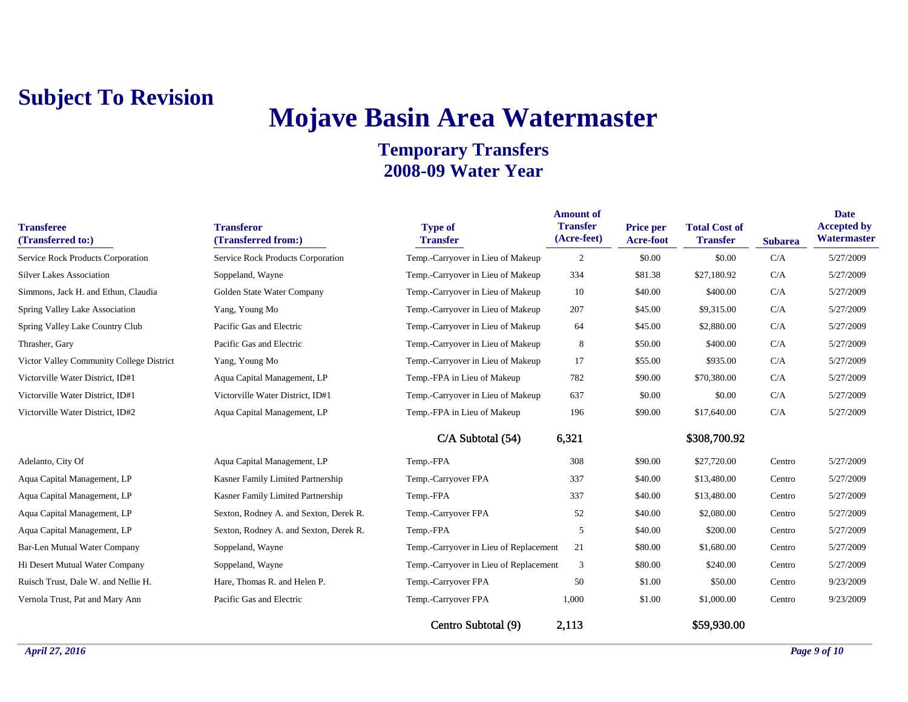**Subject To Revision**

# Mojave Basin Area Watermaster

## Temporary Transfers
## 2008-09 Water Year

| Transferee (Transferred to:) | Transferor (Transferred from:) | Type of Transfer | Amount of Transfer (Acre-feet) | Price per Acre-foot | Total Cost of Transfer | Subarea | Date Accepted by Watermaster |
|---|---|---|---|---|---|---|---|
| Service Rock Products Corporation | Service Rock Products Corporation | Temp.-Carryover in Lieu of Makeup | 2 | $0.00 | $0.00 | C/A | 5/27/2009 |
| Silver Lakes Association | Soppeland, Wayne | Temp.-Carryover in Lieu of Makeup | 334 | $81.38 | $27,180.92 | C/A | 5/27/2009 |
| Simmons, Jack H. and Ethun, Claudia | Golden State Water Company | Temp.-Carryover in Lieu of Makeup | 10 | $40.00 | $400.00 | C/A | 5/27/2009 |
| Spring Valley Lake Association | Yang, Young Mo | Temp.-Carryover in Lieu of Makeup | 207 | $45.00 | $9,315.00 | C/A | 5/27/2009 |
| Spring Valley Lake Country Club | Pacific Gas and Electric | Temp.-Carryover in Lieu of Makeup | 64 | $45.00 | $2,880.00 | C/A | 5/27/2009 |
| Thrasher, Gary | Pacific Gas and Electric | Temp.-Carryover in Lieu of Makeup | 8 | $50.00 | $400.00 | C/A | 5/27/2009 |
| Victor Valley Community College District | Yang, Young Mo | Temp.-Carryover in Lieu of Makeup | 17 | $55.00 | $935.00 | C/A | 5/27/2009 |
| Victorville Water District, ID#1 | Aqua Capital Management, LP | Temp.-FPA in Lieu of Makeup | 782 | $90.00 | $70,380.00 | C/A | 5/27/2009 |
| Victorville Water District, ID#1 | Victorville Water District, ID#1 | Temp.-Carryover in Lieu of Makeup | 637 | $0.00 | $0.00 | C/A | 5/27/2009 |
| Victorville Water District, ID#2 | Aqua Capital Management, LP | Temp.-FPA in Lieu of Makeup | 196 | $90.00 | $17,640.00 | C/A | 5/27/2009 |
| | | C/A Subtotal (54) | 6,321 | | $308,700.92 | | |
| Adelanto, City Of | Aqua Capital Management, LP | Temp.-FPA | 308 | $90.00 | $27,720.00 | Centro | 5/27/2009 |
| Aqua Capital Management, LP | Kasner Family Limited Partnership | Temp.-Carryover FPA | 337 | $40.00 | $13,480.00 | Centro | 5/27/2009 |
| Aqua Capital Management, LP | Kasner Family Limited Partnership | Temp.-FPA | 337 | $40.00 | $13,480.00 | Centro | 5/27/2009 |
| Aqua Capital Management, LP | Sexton, Rodney A. and Sexton, Derek R. | Temp.-Carryover FPA | 52 | $40.00 | $2,080.00 | Centro | 5/27/2009 |
| Aqua Capital Management, LP | Sexton, Rodney A. and Sexton, Derek R. | Temp.-FPA | 5 | $40.00 | $200.00 | Centro | 5/27/2009 |
| Bar-Len Mutual Water Company | Soppeland, Wayne | Temp.-Carryover in Lieu of Replacement | 21 | $80.00 | $1,680.00 | Centro | 5/27/2009 |
| Hi Desert Mutual Water Company | Soppeland, Wayne | Temp.-Carryover in Lieu of Replacement | 3 | $80.00 | $240.00 | Centro | 5/27/2009 |
| Ruisch Trust, Dale W. and Nellie H. | Hare, Thomas R. and Helen P. | Temp.-Carryover FPA | 50 | $1.00 | $50.00 | Centro | 9/23/2009 |
| Vernola Trust, Pat and Mary Ann | Pacific Gas and Electric | Temp.-Carryover FPA | 1,000 | $1.00 | $1,000.00 | Centro | 9/23/2009 |
| | | Centro Subtotal (9) | 2,113 | | $59,930.00 | | |

*April 27, 2016*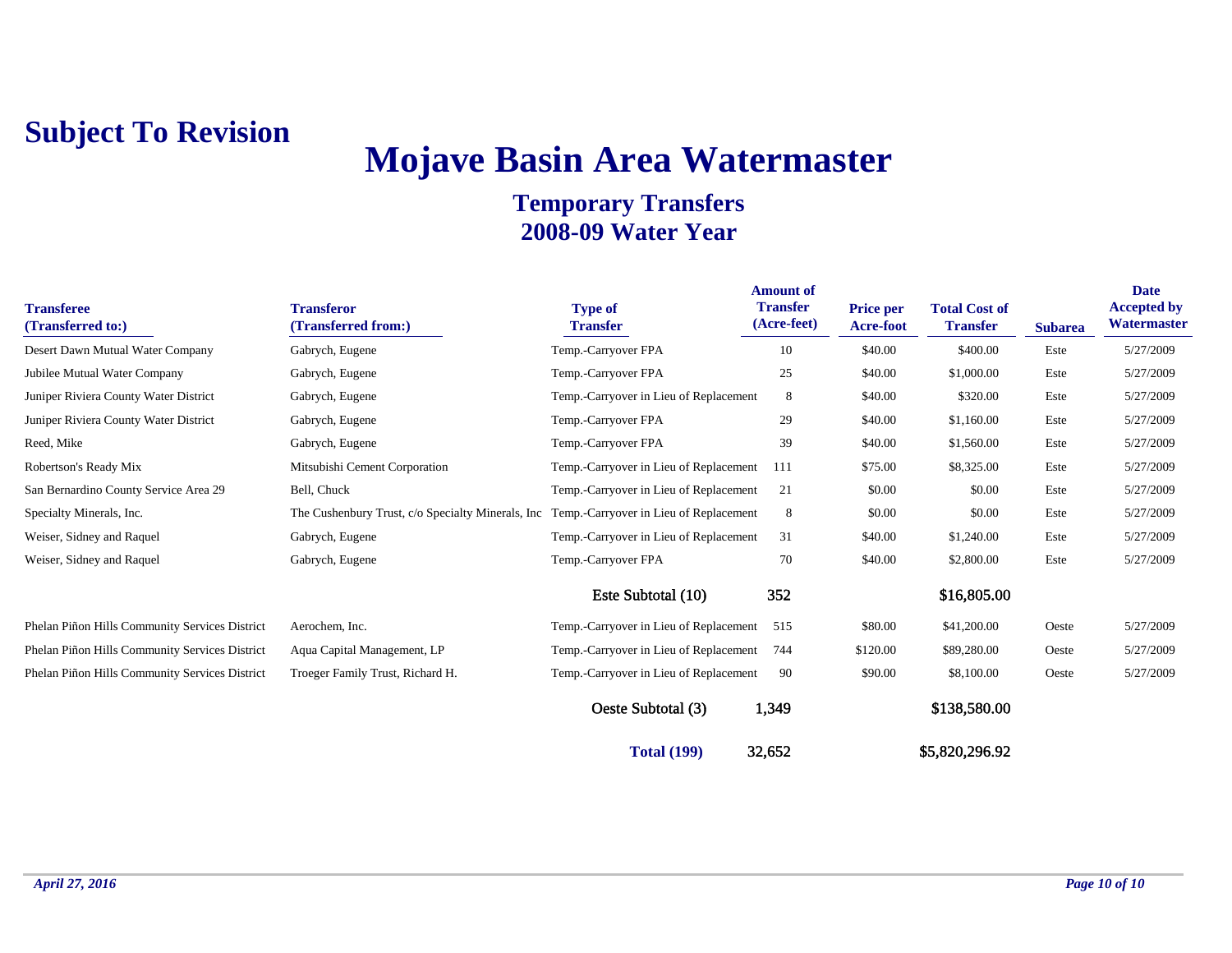**Subject To Revision**

# Mojave Basin Area Watermaster

## Temporary Transfers
## 2008-09 Water Year

| Transferee (Transferred to:) | Transferor (Transferred from:) | Type of Transfer | Amount of Transfer (Acre-feet) | Price per Acre-foot | Total Cost of Transfer | Subarea | Date Accepted by Watermaster |
|---|---|---|---|---|---|---|---|
| Desert Dawn Mutual Water Company | Gabrych, Eugene | Temp.-Carryover FPA | 10 | $40.00 | $400.00 | Este | 5/27/2009 |
| Jubilee Mutual Water Company | Gabrych, Eugene | Temp.-Carryover FPA | 25 | $40.00 | $1,000.00 | Este | 5/27/2009 |
| Juniper Riviera County Water District | Gabrych, Eugene | Temp.-Carryover in Lieu of Replacement | 8 | $40.00 | $320.00 | Este | 5/27/2009 |
| Juniper Riviera County Water District | Gabrych, Eugene | Temp.-Carryover FPA | 29 | $40.00 | $1,160.00 | Este | 5/27/2009 |
| Reed, Mike | Gabrych, Eugene | Temp.-Carryover FPA | 39 | $40.00 | $1,560.00 | Este | 5/27/2009 |
| Robertson's Ready Mix | Mitsubishi Cement Corporation | Temp.-Carryover in Lieu of Replacement | 111 | $75.00 | $8,325.00 | Este | 5/27/2009 |
| San Bernardino County Service Area 29 | Bell, Chuck | Temp.-Carryover in Lieu of Replacement | 21 | $0.00 | $0.00 | Este | 5/27/2009 |
| Specialty Minerals, Inc. | The Cushenbury Trust, c/o Specialty Minerals, Inc | Temp.-Carryover in Lieu of Replacement | 8 | $0.00 | $0.00 | Este | 5/27/2009 |
| Weiser, Sidney and Raquel | Gabrych, Eugene | Temp.-Carryover in Lieu of Replacement | 31 | $40.00 | $1,240.00 | Este | 5/27/2009 |
| Weiser, Sidney and Raquel | Gabrych, Eugene | Temp.-Carryover FPA | 70 | $40.00 | $2,800.00 | Este | 5/27/2009 |
| | | Este Subtotal (10) | 352 | | $16,805.00 | | |
| Phelan Piñon Hills Community Services District | Aerochem, Inc. | Temp.-Carryover in Lieu of Replacement | 515 | $80.00 | $41,200.00 | Oeste | 5/27/2009 |
| Phelan Piñon Hills Community Services District | Aqua Capital Management, LP | Temp.-Carryover in Lieu of Replacement | 744 | $120.00 | $89,280.00 | Oeste | 5/27/2009 |
| Phelan Piñon Hills Community Services District | Troeger Family Trust, Richard H. | Temp.-Carryover in Lieu of Replacement | 90 | $90.00 | $8,100.00 | Oeste | 5/27/2009 |
| | | Oeste Subtotal (3) | 1,349 | | $138,580.00 | | |
| | | **Total (199)** | 32,652 | | $5,820,296.92 | | |

*April 27, 2016*